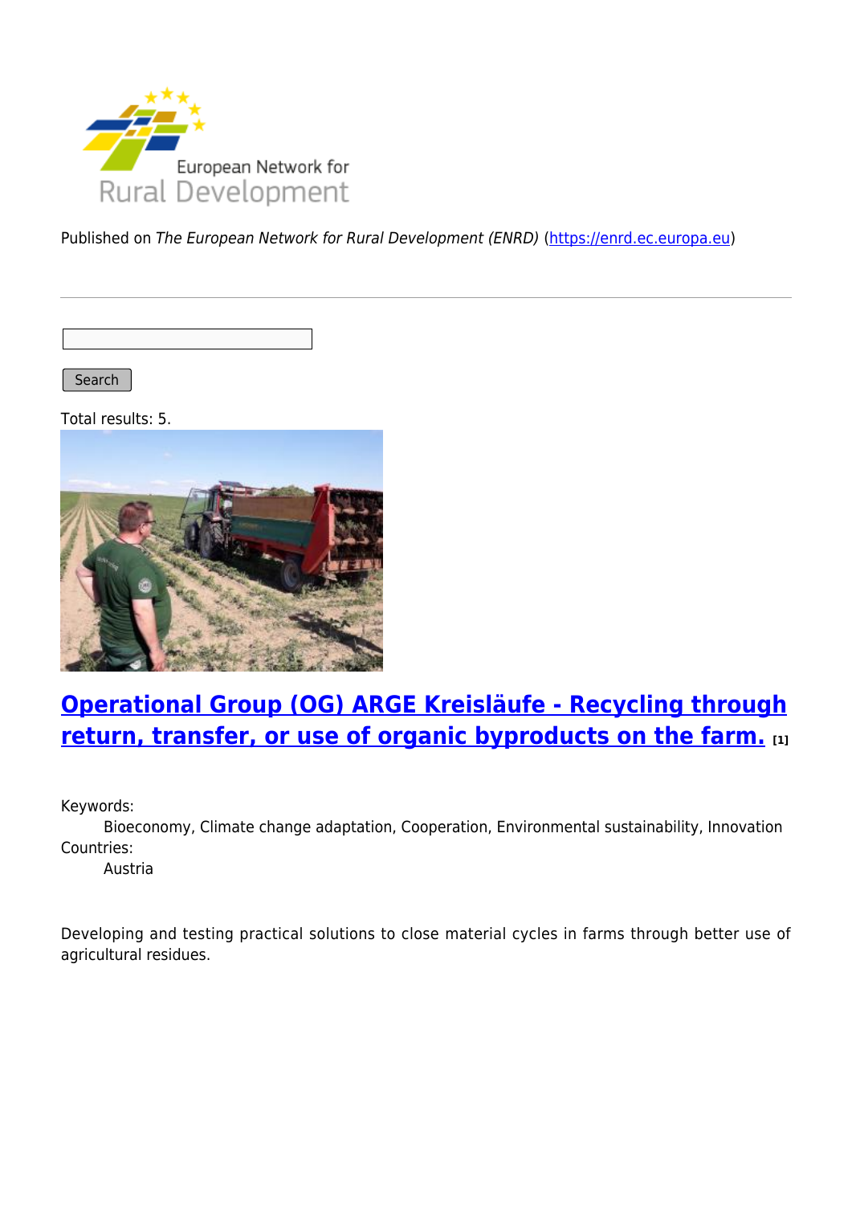Published on *The European Network for Rural Development (ENRD)* (https://enrd.ec.europa.eu)

Search

Total results: 5.

## Operational Group (OG) ARGE Kreisläufe - Recycling through return, transfer, or use of organic byproducts on the farm. [1]

Keywords:
Bioeconomy, Climate change adaptation, Cooperation, Environmental sustainability, Innovation

Countries:
Austria

Developing and testing practical solutions to close material cycles in farms through better use of agricultural residues.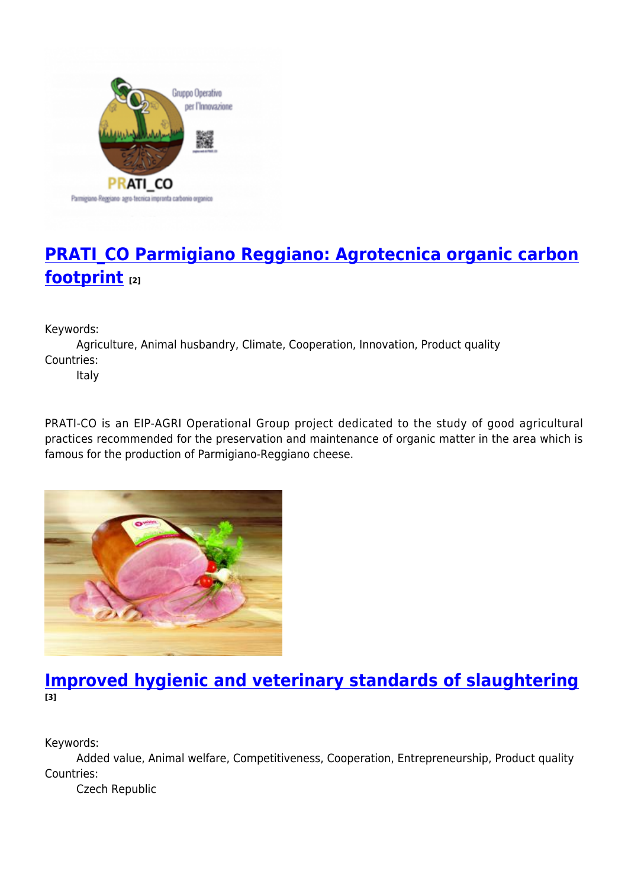## [PRATI_CO Parmigiano Reggiano: Agrotecnica organic carbon footprint](#) [2]

Keywords:
: Agriculture, Animal husbandry, Climate, Cooperation, Innovation, Product quality

Countries:
: Italy

PRATI-CO is an EIP-AGRI Operational Group project dedicated to the study of good agricultural practices recommended for the preservation and maintenance of organic matter in the area which is famous for the production of Parmigiano-Reggiano cheese.

## [Improved hygienic and veterinary standards of slaughtering](#) [3]

Keywords:
: Added value, Animal welfare, Competitiveness, Cooperation, Entrepreneurship, Product quality

Countries:
: Czech Republic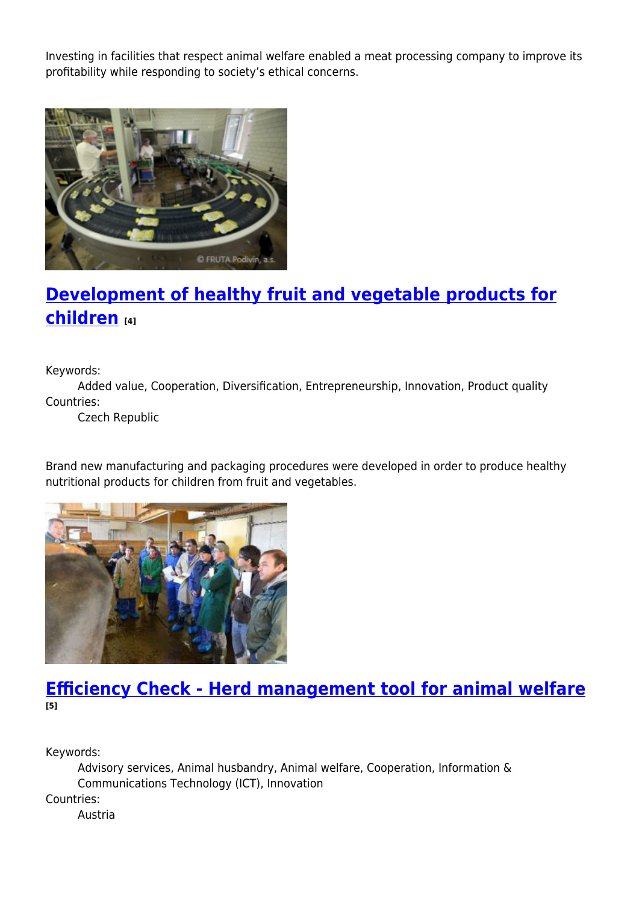Investing in facilities that respect animal welfare enabled a meat processing company to improve its profitability while responding to society's ethical concerns.

## [Development of healthy fruit and vegetable products for children](#) [4]

Keywords:
Added value, Cooperation, Diversification, Entrepreneurship, Innovation, Product quality

Countries:
Czech Republic

Brand new manufacturing and packaging procedures were developed in order to produce healthy nutritional products for children from fruit and vegetables.

## [Efficiency Check - Herd management tool for animal welfare](#) [5]

Keywords:
Advisory services, Animal husbandry, Animal welfare, Cooperation, Information & Communications Technology (ICT), Innovation

Countries:
Austria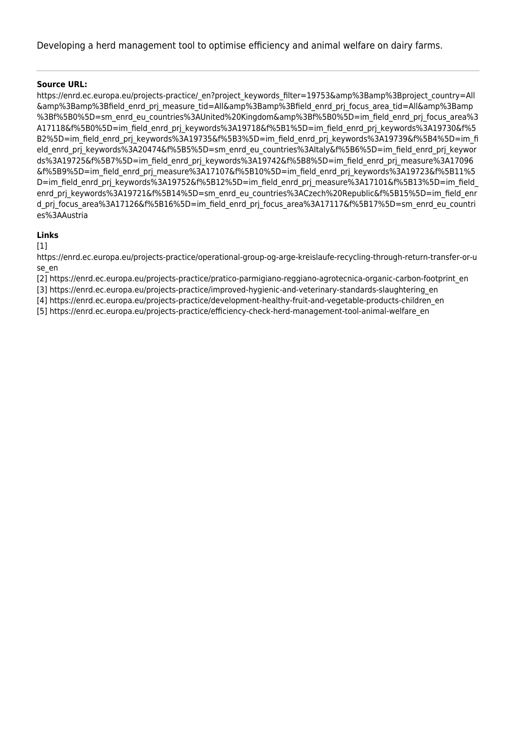Developing a herd management tool to optimise efficiency and animal welfare on dairy farms.

---

**Source URL:**
https://enrd.ec.europa.eu/projects-practice/_en?project_keywords_filter=19753&amp%3Bamp%3Bproject_country=All&amp%3Bamp%3Bfield_enrd_prj_measure_tid=All&amp%3Bamp%3Bfield_enrd_prj_focus_area_tid=All&amp%3Bamp%3Bf%5B0%5D=sm_enrd_eu_countries%3AUnited%20Kingdom&amp%3Bf%5B0%5D=im_field_enrd_prj_focus_area%3A17118&f%5B0%5D=im_field_enrd_prj_keywords%3A19718&f%5B1%5D=im_field_enrd_prj_keywords%3A19730&f%5B2%5D=im_field_enrd_prj_keywords%3A19735&f%5B3%5D=im_field_enrd_prj_keywords%3A19739&f%5B4%5D=im_field_enrd_prj_keywords%3A20474&f%5B5%5D=sm_enrd_eu_countries%3AItaly&f%5B6%5D=im_field_enrd_prj_keywords%3A19725&f%5B7%5D=im_field_enrd_prj_keywords%3A19742&f%5B8%5D=im_field_enrd_prj_measure%3A17096&f%5B9%5D=im_field_enrd_prj_measure%3A17107&f%5B10%5D=im_field_enrd_prj_keywords%3A19723&f%5B11%5D=im_field_enrd_prj_keywords%3A19752&f%5B12%5D=im_field_enrd_prj_measure%3A17101&f%5B13%5D=im_field_enrd_prj_keywords%3A19721&f%5B14%5D=sm_enrd_eu_countries%3ACzech%20Republic&f%5B15%5D=im_field_enrd_prj_focus_area%3A17126&f%5B16%5D=im_field_enrd_prj_focus_area%3A17117&f%5B17%5D=sm_enrd_eu_countries%3AAustria

**Links**

[1] https://enrd.ec.europa.eu/projects-practice/operational-group-og-arge-kreislaufe-recycling-through-return-transfer-or-use_en

[2] https://enrd.ec.europa.eu/projects-practice/pratico-parmigiano-reggiano-agrotecnica-organic-carbon-footprint_en

[3] https://enrd.ec.europa.eu/projects-practice/improved-hygienic-and-veterinary-standards-slaughtering_en

[4] https://enrd.ec.europa.eu/projects-practice/development-healthy-fruit-and-vegetable-products-children_en

[5] https://enrd.ec.europa.eu/projects-practice/efficiency-check-herd-management-tool-animal-welfare_en